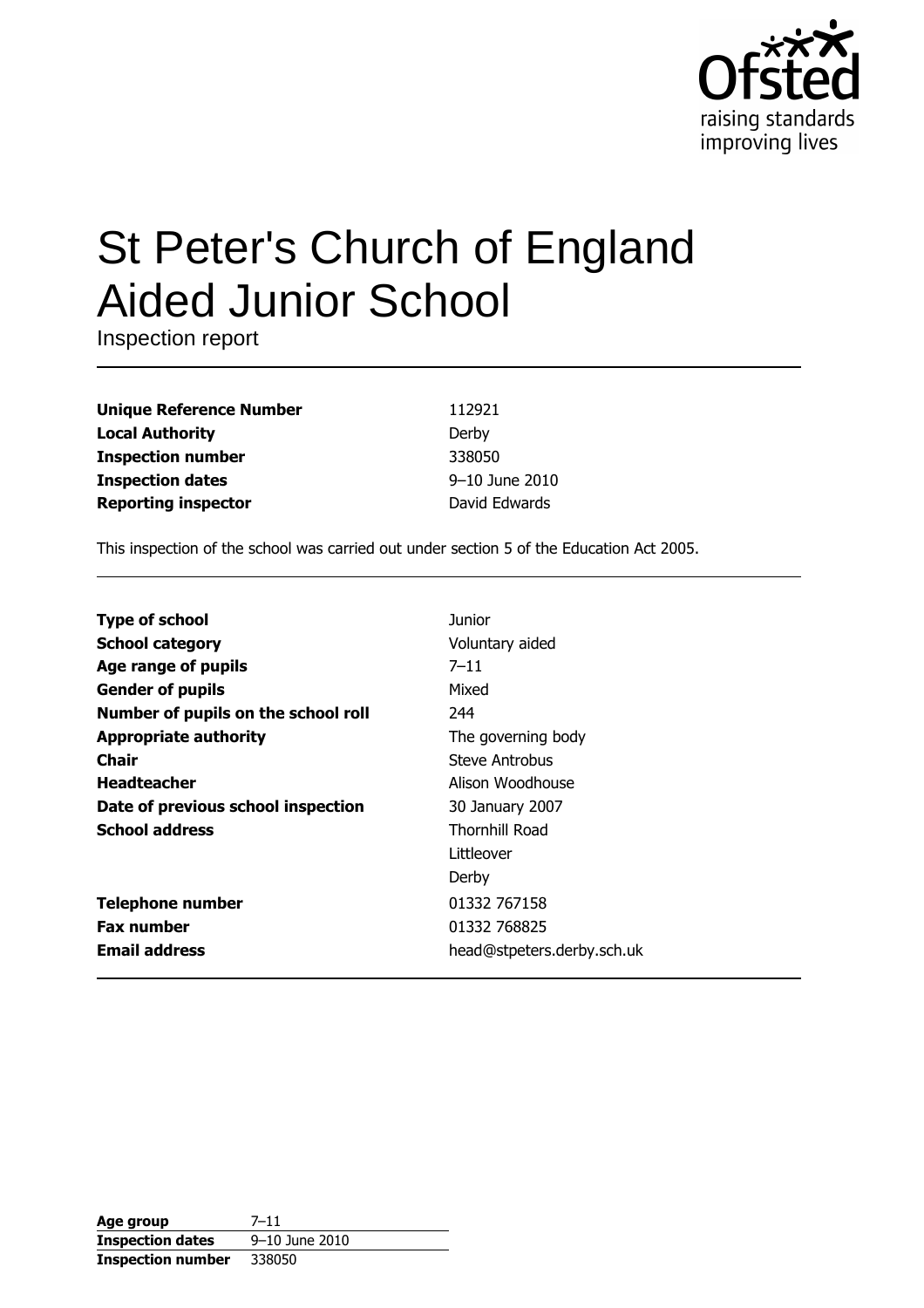Ofsted
raising standards
improving lives

# St Peter's Church of England Aided Junior School

Inspection report

| | |
|---|---|
| **Unique Reference Number** | 112921 |
| **Local Authority** | Derby |
| **Inspection number** | 338050 |
| **Inspection dates** | 9–10 June 2010 |
| **Reporting inspector** | David Edwards |

This inspection of the school was carried out under section 5 of the Education Act 2005.

| | |
|---|---|
| **Type of school** | Junior |
| **School category** | Voluntary aided |
| **Age range of pupils** | 7–11 |
| **Gender of pupils** | Mixed |
| **Number of pupils on the school roll** | 244 |
| **Appropriate authority** | The governing body |
| **Chair** | Steve Antrobus |
| **Headteacher** | Alison Woodhouse |
| **Date of previous school inspection** | 30 January 2007 |
| **School address** | Thornhill Road<br>Littleover<br>Derby |
| **Telephone number** | 01332 767158 |
| **Fax number** | 01332 768825 |
| **Email address** | head@stpeters.derby.sch.uk |

| | |
|---|---|
| **Age group** | 7–11 |
| **Inspection dates** | 9–10 June 2010 |
| **Inspection number** | 338050 |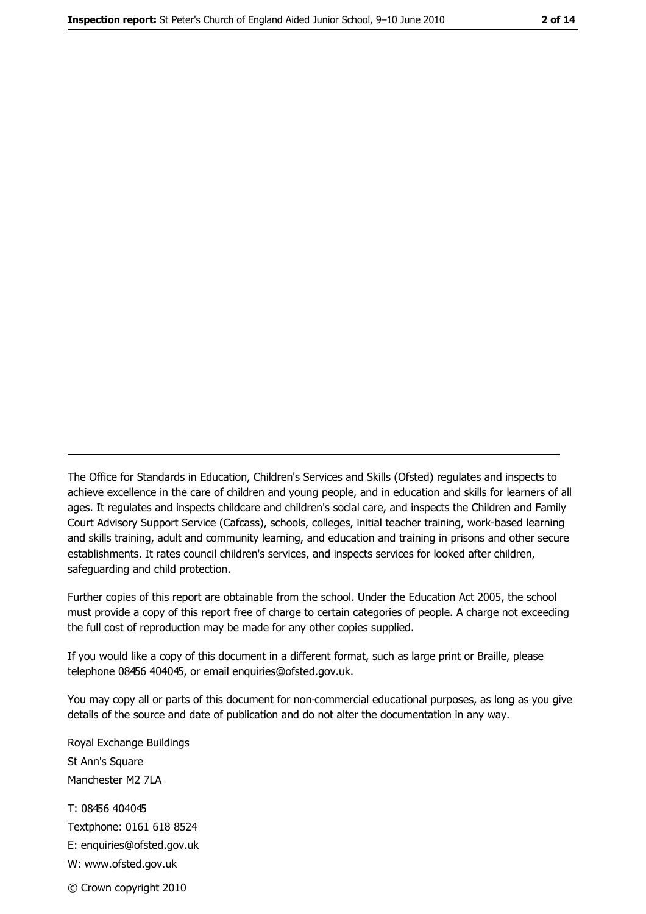The Office for Standards in Education, Children's Services and Skills (Ofsted) regulates and inspects to achieve excellence in the care of children and young people, and in education and skills for learners of all ages. It regulates and inspects childcare and children's social care, and inspects the Children and Family Court Advisory Support Service (Cafcass), schools, colleges, initial teacher training, work-based learning and skills training, adult and community learning, and education and training in prisons and other secure establishments. It rates council children's services, and inspects services for looked after children, safeguarding and child protection.

Further copies of this report are obtainable from the school. Under the Education Act 2005, the school must provide a copy of this report free of charge to certain categories of people. A charge not exceeding the full cost of reproduction may be made for any other copies supplied.

If you would like a copy of this document in a different format, such as large print or Braille, please telephone 08456 404045, or email enquiries@ofsted.gov.uk.

You may copy all or parts of this document for non-commercial educational purposes, as long as you give details of the source and date of publication and do not alter the documentation in any way.

Royal Exchange Buildings
St Ann's Square
Manchester M2 7LA

T: 08456 404045
Textphone: 0161 618 8524
E: enquiries@ofsted.gov.uk
W: www.ofsted.gov.uk

© Crown copyright 2010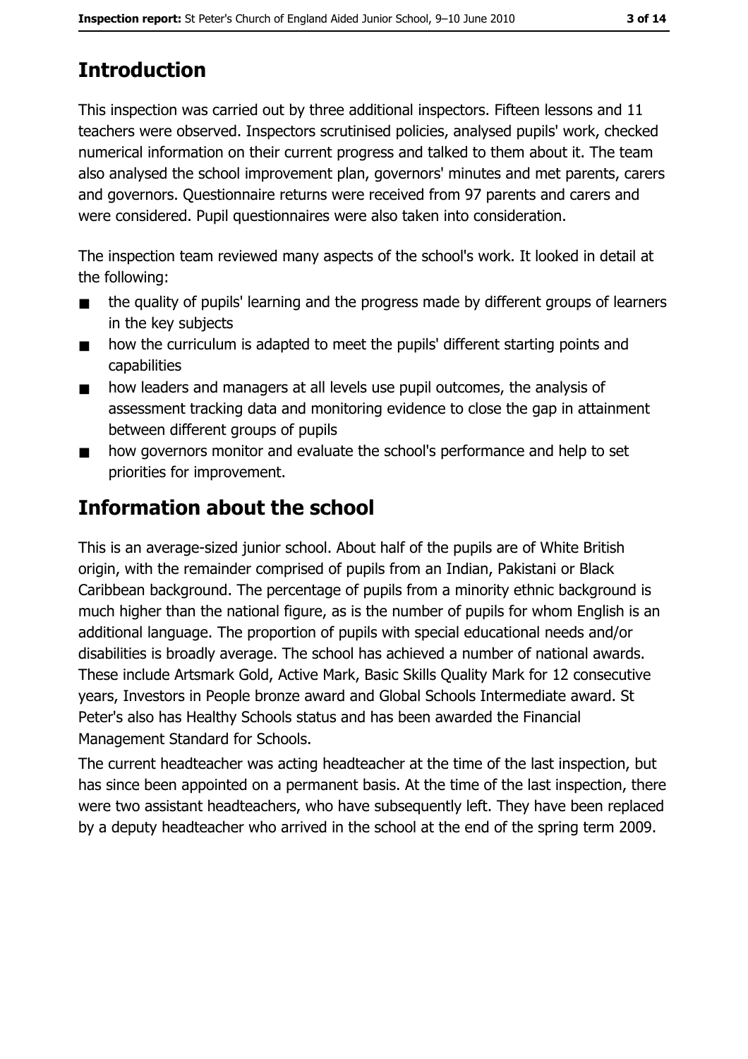## Introduction

This inspection was carried out by three additional inspectors. Fifteen lessons and 11 teachers were observed. Inspectors scrutinised policies, analysed pupils' work, checked numerical information on their current progress and talked to them about it. The team also analysed the school improvement plan, governors' minutes and met parents, carers and governors. Questionnaire returns were received from 97 parents and carers and were considered. Pupil questionnaires were also taken into consideration.

The inspection team reviewed many aspects of the school's work. It looked in detail at the following:

- the quality of pupils' learning and the progress made by different groups of learners in the key subjects
- how the curriculum is adapted to meet the pupils' different starting points and capabilities
- how leaders and managers at all levels use pupil outcomes, the analysis of assessment tracking data and monitoring evidence to close the gap in attainment between different groups of pupils
- how governors monitor and evaluate the school's performance and help to set priorities for improvement.

## Information about the school

This is an average-sized junior school. About half of the pupils are of White British origin, with the remainder comprised of pupils from an Indian, Pakistani or Black Caribbean background. The percentage of pupils from a minority ethnic background is much higher than the national figure, as is the number of pupils for whom English is an additional language. The proportion of pupils with special educational needs and/or disabilities is broadly average. The school has achieved a number of national awards. These include Artsmark Gold, Active Mark, Basic Skills Quality Mark for 12 consecutive years, Investors in People bronze award and Global Schools Intermediate award. St Peter's also has Healthy Schools status and has been awarded the Financial Management Standard for Schools.

The current headteacher was acting headteacher at the time of the last inspection, but has since been appointed on a permanent basis. At the time of the last inspection, there were two assistant headteachers, who have subsequently left. They have been replaced by a deputy headteacher who arrived in the school at the end of the spring term 2009.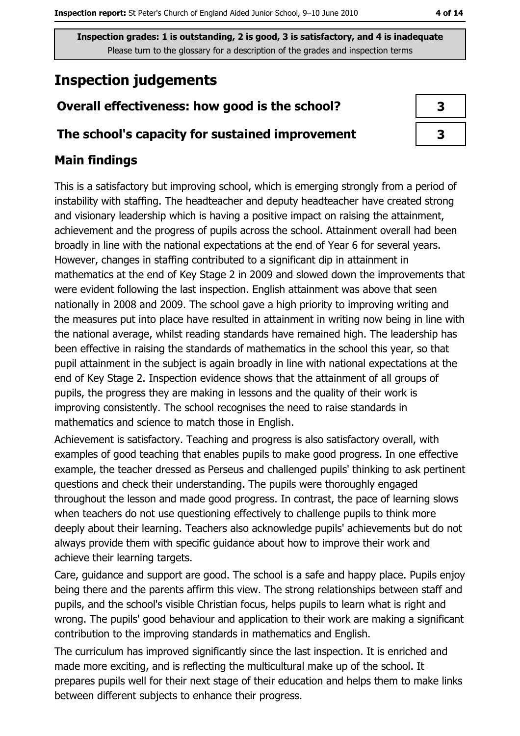**Inspection grades: 1 is outstanding, 2 is good, 3 is satisfactory, and 4 is inadequate**
Please turn to the glossary for a description of the grades and inspection terms

# Inspection judgements

| | |
|---|---|
| **Overall effectiveness: how good is the school?** | **3** |
| **The school's capacity for sustained improvement** | **3** |

## Main findings

This is a satisfactory but improving school, which is emerging strongly from a period of instability with staffing. The headteacher and deputy headteacher have created strong and visionary leadership which is having a positive impact on raising the attainment, achievement and the progress of pupils across the school. Attainment overall had been broadly in line with the national expectations at the end of Year 6 for several years. However, changes in staffing contributed to a significant dip in attainment in mathematics at the end of Key Stage 2 in 2009 and slowed down the improvements that were evident following the last inspection. English attainment was above that seen nationally in 2008 and 2009. The school gave a high priority to improving writing and the measures put into place have resulted in attainment in writing now being in line with the national average, whilst reading standards have remained high. The leadership has been effective in raising the standards of mathematics in the school this year, so that pupil attainment in the subject is again broadly in line with national expectations at the end of Key Stage 2. Inspection evidence shows that the attainment of all groups of pupils, the progress they are making in lessons and the quality of their work is improving consistently. The school recognises the need to raise standards in mathematics and science to match those in English.

Achievement is satisfactory. Teaching and progress is also satisfactory overall, with examples of good teaching that enables pupils to make good progress. In one effective example, the teacher dressed as Perseus and challenged pupils' thinking to ask pertinent questions and check their understanding. The pupils were thoroughly engaged throughout the lesson and made good progress. In contrast, the pace of learning slows when teachers do not use questioning effectively to challenge pupils to think more deeply about their learning. Teachers also acknowledge pupils' achievements but do not always provide them with specific guidance about how to improve their work and achieve their learning targets.

Care, guidance and support are good. The school is a safe and happy place. Pupils enjoy being there and the parents affirm this view. The strong relationships between staff and pupils, and the school's visible Christian focus, helps pupils to learn what is right and wrong. The pupils' good behaviour and application to their work are making a significant contribution to the improving standards in mathematics and English.

The curriculum has improved significantly since the last inspection. It is enriched and made more exciting, and is reflecting the multicultural make up of the school. It prepares pupils well for their next stage of their education and helps them to make links between different subjects to enhance their progress.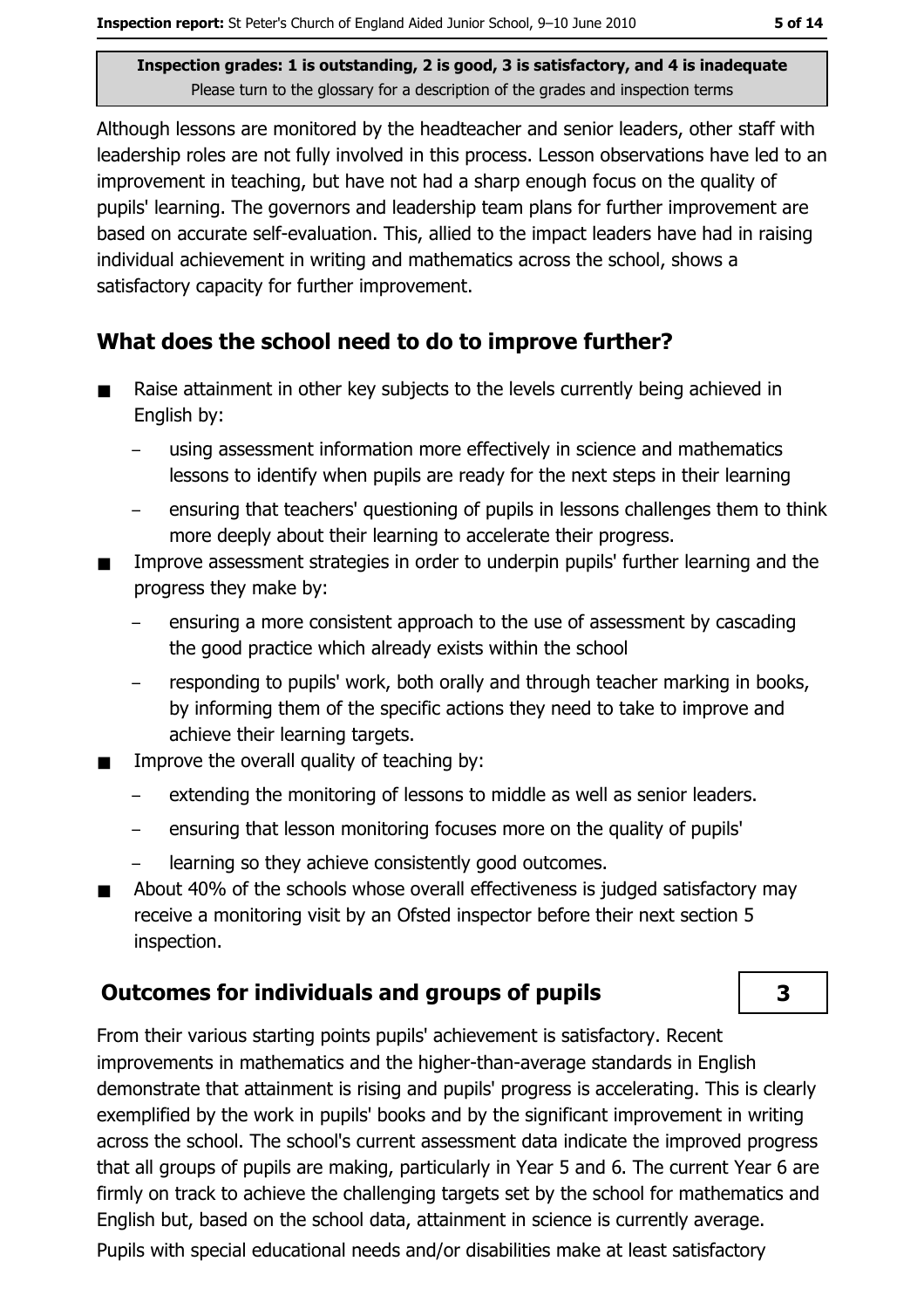Inspection grades: 1 is outstanding, 2 is good, 3 is satisfactory, and 4 is inadequate
Please turn to the glossary for a description of the grades and inspection terms

Although lessons are monitored by the headteacher and senior leaders, other staff with leadership roles are not fully involved in this process. Lesson observations have led to an improvement in teaching, but have not had a sharp enough focus on the quality of pupils' learning. The governors and leadership team plans for further improvement are based on accurate self-evaluation. This, allied to the impact leaders have had in raising individual achievement in writing and mathematics across the school, shows a satisfactory capacity for further improvement.

## What does the school need to do to improve further?

- Raise attainment in other key subjects to the levels currently being achieved in English by:
  - using assessment information more effectively in science and mathematics lessons to identify when pupils are ready for the next steps in their learning
  - ensuring that teachers' questioning of pupils in lessons challenges them to think more deeply about their learning to accelerate their progress.
- Improve assessment strategies in order to underpin pupils' further learning and the progress they make by:
  - ensuring a more consistent approach to the use of assessment by cascading the good practice which already exists within the school
  - responding to pupils' work, both orally and through teacher marking in books, by informing them of the specific actions they need to take to improve and achieve their learning targets.
- Improve the overall quality of teaching by:
  - extending the monitoring of lessons to middle as well as senior leaders.
  - ensuring that lesson monitoring focuses more on the quality of pupils'
  - learning so they achieve consistently good outcomes.
- About 40% of the schools whose overall effectiveness is judged satisfactory may receive a monitoring visit by an Ofsted inspector before their next section 5 inspection.

## Outcomes for individuals and groups of pupils

**3**

From their various starting points pupils' achievement is satisfactory. Recent improvements in mathematics and the higher-than-average standards in English demonstrate that attainment is rising and pupils' progress is accelerating. This is clearly exemplified by the work in pupils' books and by the significant improvement in writing across the school. The school's current assessment data indicate the improved progress that all groups of pupils are making, particularly in Year 5 and 6. The current Year 6 are firmly on track to achieve the challenging targets set by the school for mathematics and English but, based on the school data, attainment in science is currently average.

Pupils with special educational needs and/or disabilities make at least satisfactory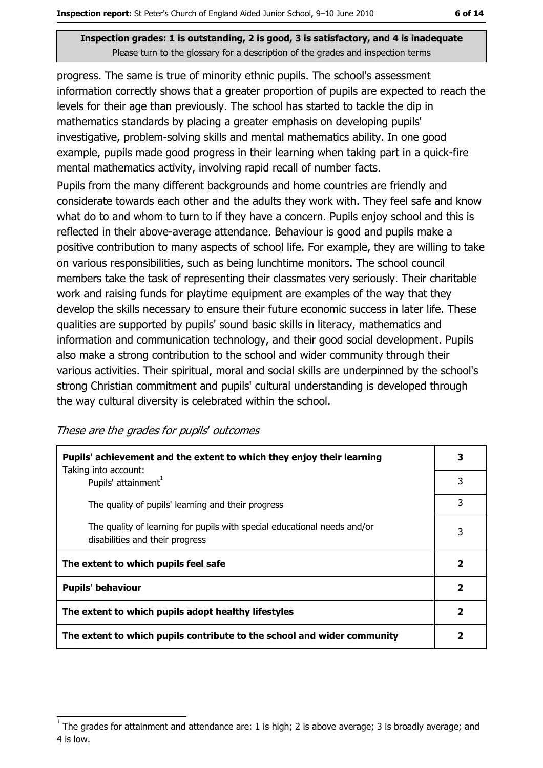**Inspection grades: 1 is outstanding, 2 is good, 3 is satisfactory, and 4 is inadequate**
Please turn to the glossary for a description of the grades and inspection terms

progress. The same is true of minority ethnic pupils. The school's assessment information correctly shows that a greater proportion of pupils are expected to reach the levels for their age than previously. The school has started to tackle the dip in mathematics standards by placing a greater emphasis on developing pupils' investigative, problem-solving skills and mental mathematics ability. In one good example, pupils made good progress in their learning when taking part in a quick-fire mental mathematics activity, involving rapid recall of number facts.

Pupils from the many different backgrounds and home countries are friendly and considerate towards each other and the adults they work with. They feel safe and know what do to and whom to turn to if they have a concern. Pupils enjoy school and this is reflected in their above-average attendance. Behaviour is good and pupils make a positive contribution to many aspects of school life. For example, they are willing to take on various responsibilities, such as being lunchtime monitors. The school council members take the task of representing their classmates very seriously. Their charitable work and raising funds for playtime equipment are examples of the way that they develop the skills necessary to ensure their future economic success in later life. These qualities are supported by pupils' sound basic skills in literacy, mathematics and information and communication technology, and their good social development. Pupils also make a strong contribution to the school and wider community through their various activities. Their spiritual, moral and social skills are underpinned by the school's strong Christian commitment and pupils' cultural understanding is developed through the way cultural diversity is celebrated within the school.

*These are the grades for pupils' outcomes*

| | |
|---|---|
| **Pupils' achievement and the extent to which they enjoy their learning** Taking into account: | **3** |
| Pupils' attainment[1] | 3 |
| The quality of pupils' learning and their progress | 3 |
| The quality of learning for pupils with special educational needs and/or disabilities and their progress | 3 |
| **The extent to which pupils feel safe** | **2** |
| **Pupils' behaviour** | **2** |
| **The extent to which pupils adopt healthy lifestyles** | **2** |
| **The extent to which pupils contribute to the school and wider community** | **2** |

[1] The grades for attainment and attendance are: 1 is high; 2 is above average; 3 is broadly average; and 4 is low.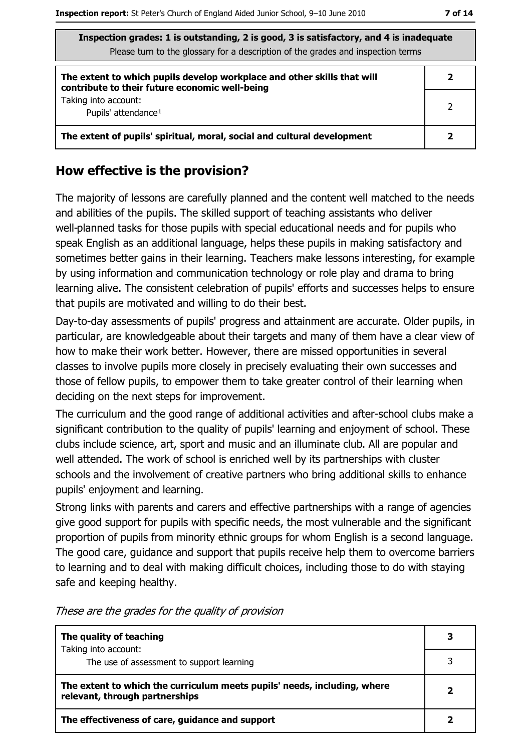| Inspection grades: 1 is outstanding, 2 is good, 3 is satisfactory, and 4 is inadequate<br>Please turn to the glossary for a description of the grades and inspection terms | |
|---|---|
| **The extent to which pupils develop workplace and other skills that will contribute to their future economic well-being** | **2** |
| Taking into account:<br>Pupils' attendance[1] | 2 |
| **The extent of pupils' spiritual, moral, social and cultural development** | **2** |

## How effective is the provision?

The majority of lessons are carefully planned and the content well matched to the needs and abilities of the pupils. The skilled support of teaching assistants who deliver well-planned tasks for those pupils with special educational needs and for pupils who speak English as an additional language, helps these pupils in making satisfactory and sometimes better gains in their learning. Teachers make lessons interesting, for example by using information and communication technology or role play and drama to bring learning alive. The consistent celebration of pupils' efforts and successes helps to ensure that pupils are motivated and willing to do their best.

Day-to-day assessments of pupils' progress and attainment are accurate. Older pupils, in particular, are knowledgeable about their targets and many of them have a clear view of how to make their work better. However, there are missed opportunities in several classes to involve pupils more closely in precisely evaluating their own successes and those of fellow pupils, to empower them to take greater control of their learning when deciding on the next steps for improvement.

The curriculum and the good range of additional activities and after-school clubs make a significant contribution to the quality of pupils' learning and enjoyment of school. These clubs include science, art, sport and music and an illuminate club. All are popular and well attended. The work of school is enriched well by its partnerships with cluster schools and the involvement of creative partners who bring additional skills to enhance pupils' enjoyment and learning.

Strong links with parents and carers and effective partnerships with a range of agencies give good support for pupils with specific needs, the most vulnerable and the significant proportion of pupils from minority ethnic groups for whom English is a second language. The good care, guidance and support that pupils receive help them to overcome barriers to learning and to deal with making difficult choices, including those to do with staying safe and keeping healthy.

*These are the grades for the quality of provision*

| | |
|---|---|
| **The quality of teaching** | **3** |
| Taking into account:<br>The use of assessment to support learning | 3 |
| **The extent to which the curriculum meets pupils' needs, including, where relevant, through partnerships** | **2** |
| **The effectiveness of care, guidance and support** | **2** |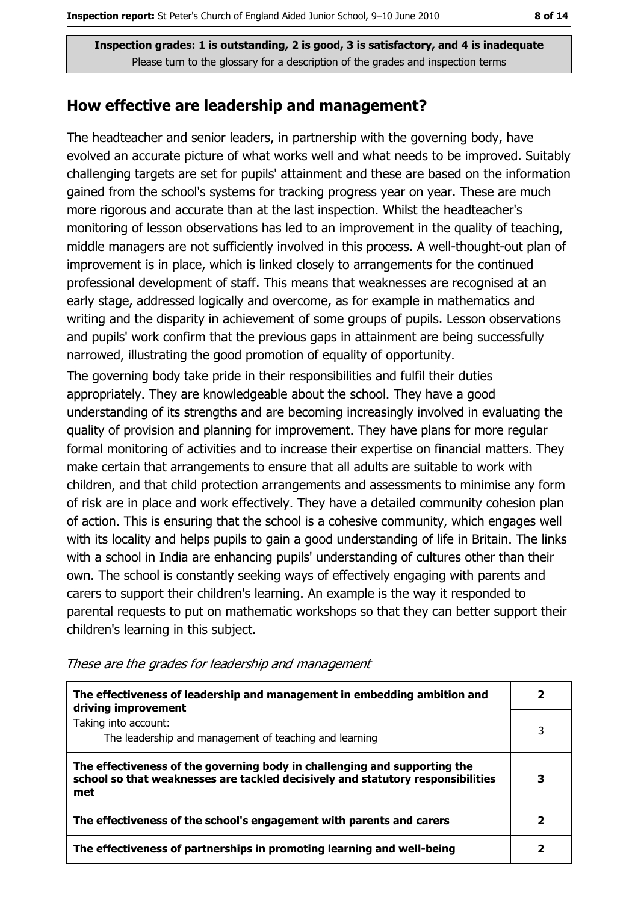**Inspection grades: 1 is outstanding, 2 is good, 3 is satisfactory, and 4 is inadequate**
Please turn to the glossary for a description of the grades and inspection terms

## How effective are leadership and management?

The headteacher and senior leaders, in partnership with the governing body, have evolved an accurate picture of what works well and what needs to be improved. Suitably challenging targets are set for pupils' attainment and these are based on the information gained from the school's systems for tracking progress year on year. These are much more rigorous and accurate than at the last inspection. Whilst the headteacher's monitoring of lesson observations has led to an improvement in the quality of teaching, middle managers are not sufficiently involved in this process. A well-thought-out plan of improvement is in place, which is linked closely to arrangements for the continued professional development of staff. This means that weaknesses are recognised at an early stage, addressed logically and overcome, as for example in mathematics and writing and the disparity in achievement of some groups of pupils. Lesson observations and pupils' work confirm that the previous gaps in attainment are being successfully narrowed, illustrating the good promotion of equality of opportunity.

The governing body take pride in their responsibilities and fulfil their duties appropriately. They are knowledgeable about the school. They have a good understanding of its strengths and are becoming increasingly involved in evaluating the quality of provision and planning for improvement. They have plans for more regular formal monitoring of activities and to increase their expertise on financial matters. They make certain that arrangements to ensure that all adults are suitable to work with children, and that child protection arrangements and assessments to minimise any form of risk are in place and work effectively. They have a detailed community cohesion plan of action. This is ensuring that the school is a cohesive community, which engages well with its locality and helps pupils to gain a good understanding of life in Britain. The links with a school in India are enhancing pupils' understanding of cultures other than their own. The school is constantly seeking ways of effectively engaging with parents and carers to support their children's learning. An example is the way it responded to parental requests to put on mathematic workshops so that they can better support their children's learning in this subject.

*These are the grades for leadership and management*

| | |
|---|---|
| **The effectiveness of leadership and management in embedding ambition and driving improvement** | **2** |
| Taking into account: The leadership and management of teaching and learning | 3 |
| **The effectiveness of the governing body in challenging and supporting the school so that weaknesses are tackled decisively and statutory responsibilities met** | **3** |
| **The effectiveness of the school's engagement with parents and carers** | **2** |
| **The effectiveness of partnerships in promoting learning and well-being** | **2** |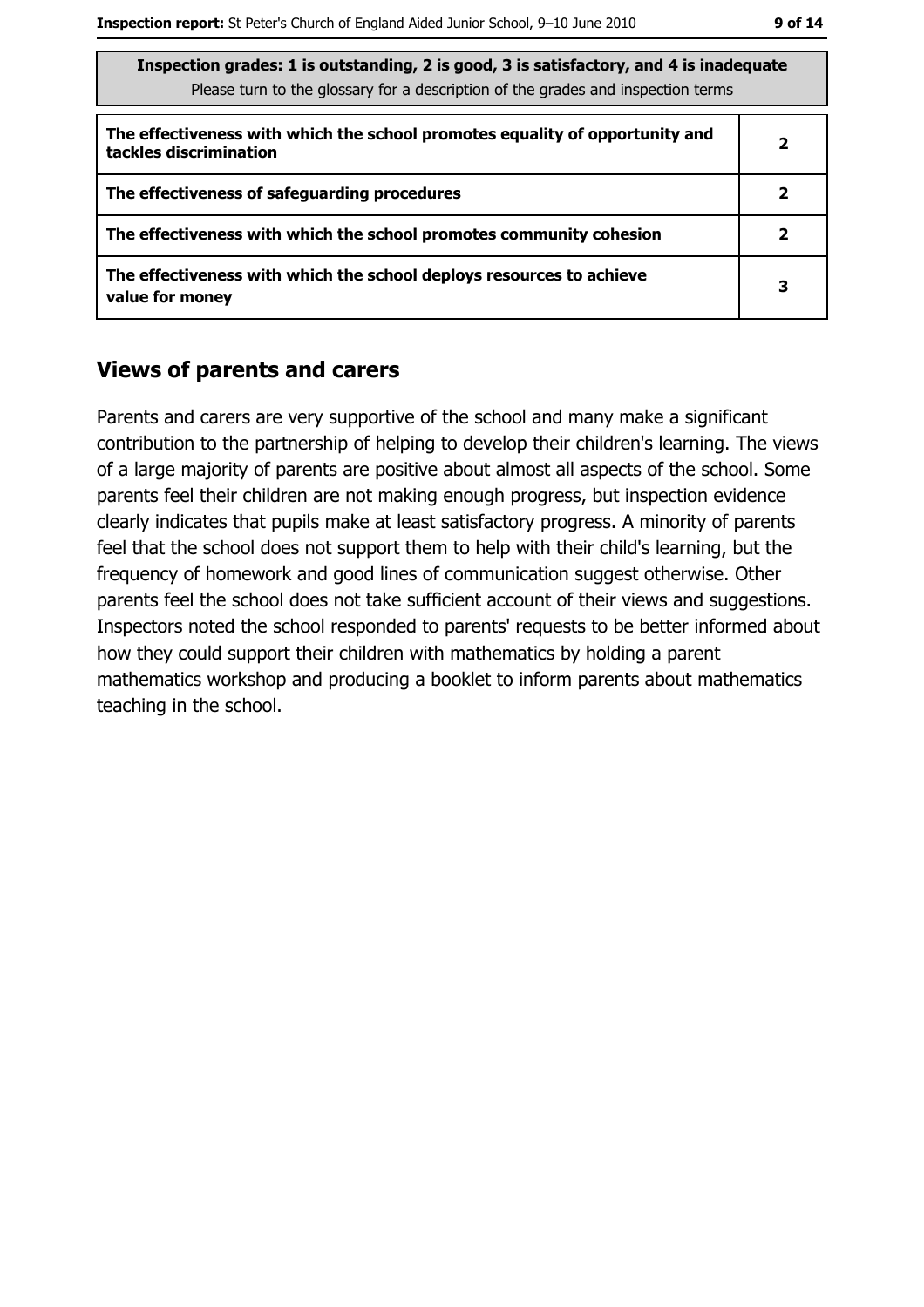| Inspection grades: 1 is outstanding, 2 is good, 3 is satisfactory, and 4 is inadequate<br>Please turn to the glossary for a description of the grades and inspection terms | |
|---|---|
| **The effectiveness with which the school promotes equality of opportunity and tackles discrimination** | **2** |
| **The effectiveness of safeguarding procedures** | **2** |
| **The effectiveness with which the school promotes community cohesion** | **2** |
| **The effectiveness with which the school deploys resources to achieve value for money** | **3** |

## Views of parents and carers

Parents and carers are very supportive of the school and many make a significant contribution to the partnership of helping to develop their children's learning. The views of a large majority of parents are positive about almost all aspects of the school. Some parents feel their children are not making enough progress, but inspection evidence clearly indicates that pupils make at least satisfactory progress. A minority of parents feel that the school does not support them to help with their child's learning, but the frequency of homework and good lines of communication suggest otherwise. Other parents feel the school does not take sufficient account of their views and suggestions. Inspectors noted the school responded to parents' requests to be better informed about how they could support their children with mathematics by holding a parent mathematics workshop and producing a booklet to inform parents about mathematics teaching in the school.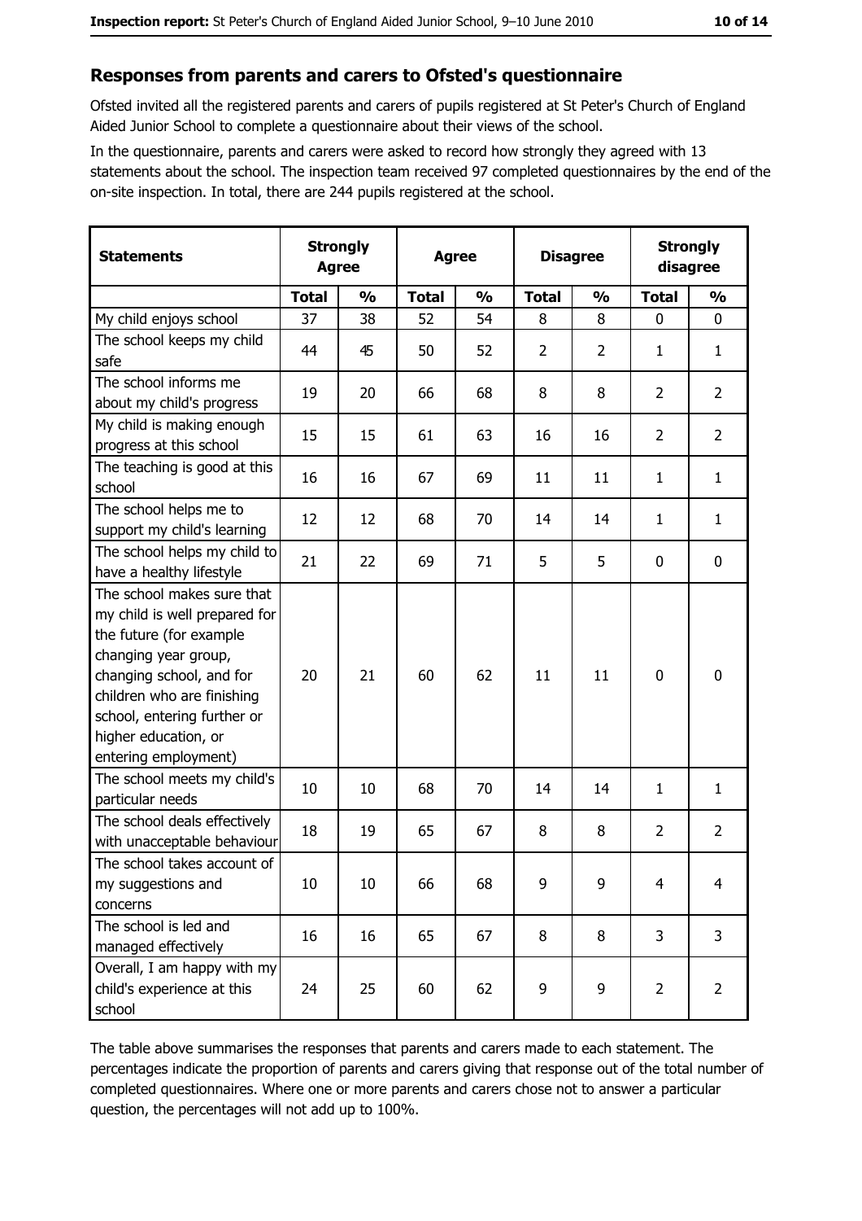## Responses from parents and carers to Ofsted's questionnaire

Ofsted invited all the registered parents and carers of pupils registered at St Peter's Church of England Aided Junior School to complete a questionnaire about their views of the school.

In the questionnaire, parents and carers were asked to record how strongly they agreed with 13 statements about the school. The inspection team received 97 completed questionnaires by the end of the on-site inspection. In total, there are 244 pupils registered at the school.

| Statements | Strongly Agree | | Agree | | Disagree | | Strongly disagree | |
|---|---|---|---|---|---|---|---|---|
| | Total | % | Total | % | Total | % | Total | % |
| My child enjoys school | 37 | 38 | 52 | 54 | 8 | 8 | 0 | 0 |
| The school keeps my child safe | 44 | 45 | 50 | 52 | 2 | 2 | 1 | 1 |
| The school informs me about my child's progress | 19 | 20 | 66 | 68 | 8 | 8 | 2 | 2 |
| My child is making enough progress at this school | 15 | 15 | 61 | 63 | 16 | 16 | 2 | 2 |
| The teaching is good at this school | 16 | 16 | 67 | 69 | 11 | 11 | 1 | 1 |
| The school helps me to support my child's learning | 12 | 12 | 68 | 70 | 14 | 14 | 1 | 1 |
| The school helps my child to have a healthy lifestyle | 21 | 22 | 69 | 71 | 5 | 5 | 0 | 0 |
| The school makes sure that my child is well prepared for the future (for example changing year group, changing school, and for children who are finishing school, entering further or higher education, or entering employment) | 20 | 21 | 60 | 62 | 11 | 11 | 0 | 0 |
| The school meets my child's particular needs | 10 | 10 | 68 | 70 | 14 | 14 | 1 | 1 |
| The school deals effectively with unacceptable behaviour | 18 | 19 | 65 | 67 | 8 | 8 | 2 | 2 |
| The school takes account of my suggestions and concerns | 10 | 10 | 66 | 68 | 9 | 9 | 4 | 4 |
| The school is led and managed effectively | 16 | 16 | 65 | 67 | 8 | 8 | 3 | 3 |
| Overall, I am happy with my child's experience at this school | 24 | 25 | 60 | 62 | 9 | 9 | 2 | 2 |

The table above summarises the responses that parents and carers made to each statement. The percentages indicate the proportion of parents and carers giving that response out of the total number of completed questionnaires. Where one or more parents and carers chose not to answer a particular question, the percentages will not add up to 100%.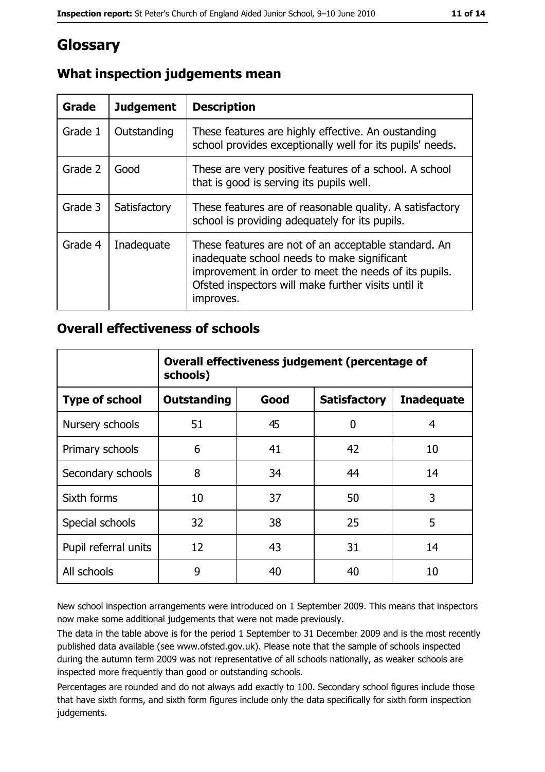# Glossary

## What inspection judgements mean

| Grade | Judgement | Description |
| --- | --- | --- |
| Grade 1 | Outstanding | These features are highly effective. An oustanding school provides exceptionally well for its pupils' needs. |
| Grade 2 | Good | These are very positive features of a school. A school that is good is serving its pupils well. |
| Grade 3 | Satisfactory | These features are of reasonable quality. A satisfactory school is providing adequately for its pupils. |
| Grade 4 | Inadequate | These features are not of an acceptable standard. An inadequate school needs to make significant improvement in order to meet the needs of its pupils. Ofsted inspectors will make further visits until it improves. |

## Overall effectiveness of schools

| | Overall effectiveness judgement (percentage of schools) | | | |
| --- | --- | --- | --- | --- |
| **Type of school** | **Outstanding** | **Good** | **Satisfactory** | **Inadequate** |
| Nursery schools | 51 | 45 | 0 | 4 |
| Primary schools | 6 | 41 | 42 | 10 |
| Secondary schools | 8 | 34 | 44 | 14 |
| Sixth forms | 10 | 37 | 50 | 3 |
| Special schools | 32 | 38 | 25 | 5 |
| Pupil referral units | 12 | 43 | 31 | 14 |
| All schools | 9 | 40 | 40 | 10 |

New school inspection arrangements were introduced on 1 September 2009. This means that inspectors now make some additional judgements that were not made previously.

The data in the table above is for the period 1 September to 31 December 2009 and is the most recently published data available (see www.ofsted.gov.uk). Please note that the sample of schools inspected during the autumn term 2009 was not representative of all schools nationally, as weaker schools are inspected more frequently than good or outstanding schools.

Percentages are rounded and do not always add exactly to 100. Secondary school figures include those that have sixth forms, and sixth form figures include only the data specifically for sixth form inspection judgements.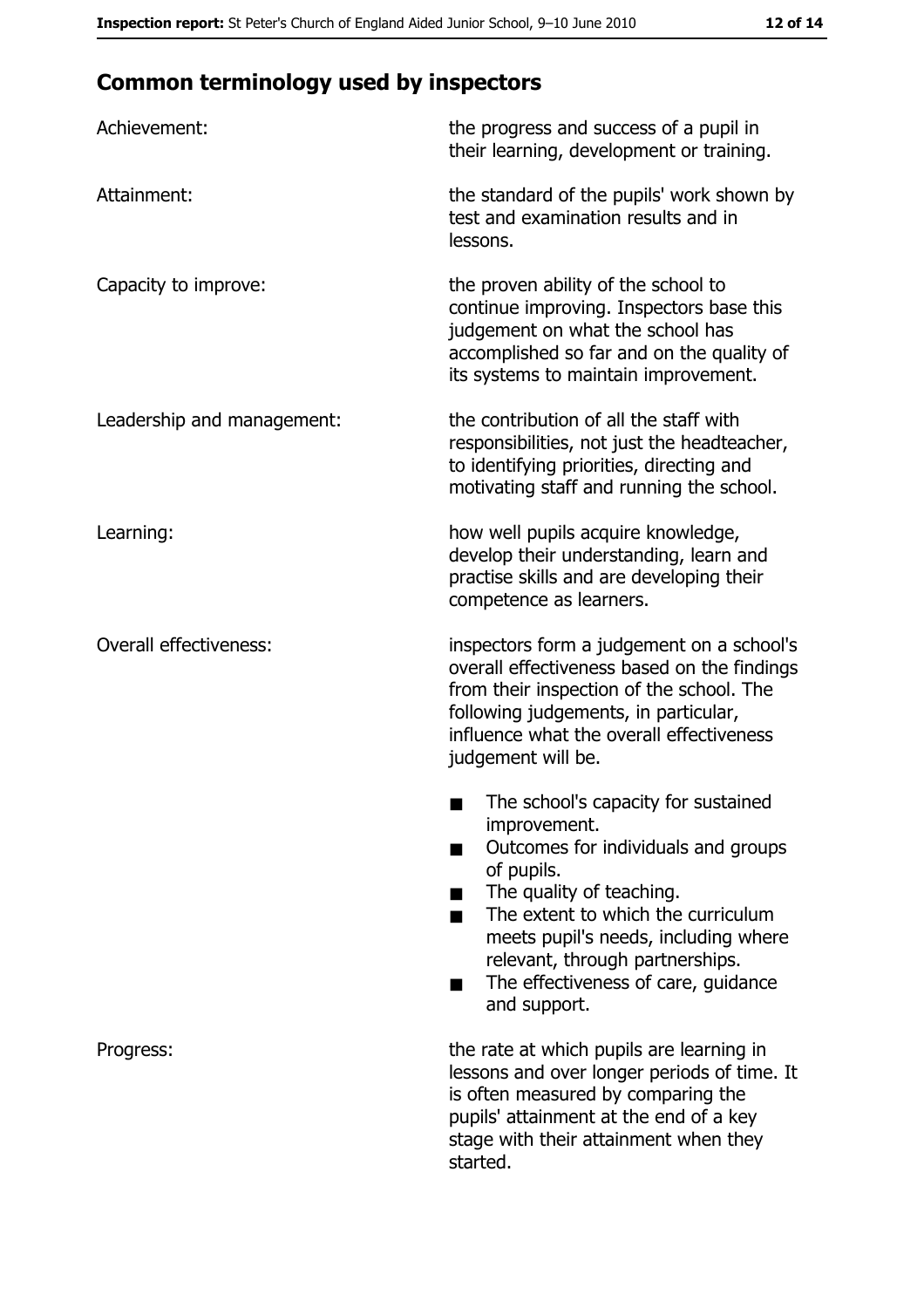## Common terminology used by inspectors

| | |
|---|---|
| Achievement: | the progress and success of a pupil in their learning, development or training. |
| Attainment: | the standard of the pupils' work shown by test and examination results and in lessons. |
| Capacity to improve: | the proven ability of the school to continue improving. Inspectors base this judgement on what the school has accomplished so far and on the quality of its systems to maintain improvement. |
| Leadership and management: | the contribution of all the staff with responsibilities, not just the headteacher, to identifying priorities, directing and motivating staff and running the school. |
| Learning: | how well pupils acquire knowledge, develop their understanding, learn and practise skills and are developing their competence as learners. |
| Overall effectiveness: | inspectors form a judgement on a school's overall effectiveness based on the findings from their inspection of the school. The following judgements, in particular, influence what the overall effectiveness judgement will be.<br>■ The school's capacity for sustained improvement.<br>■ Outcomes for individuals and groups of pupils.<br>■ The quality of teaching.<br>■ The extent to which the curriculum meets pupil's needs, including where relevant, through partnerships.<br>■ The effectiveness of care, guidance and support. |
| Progress: | the rate at which pupils are learning in lessons and over longer periods of time. It is often measured by comparing the pupils' attainment at the end of a key stage with their attainment when they started. |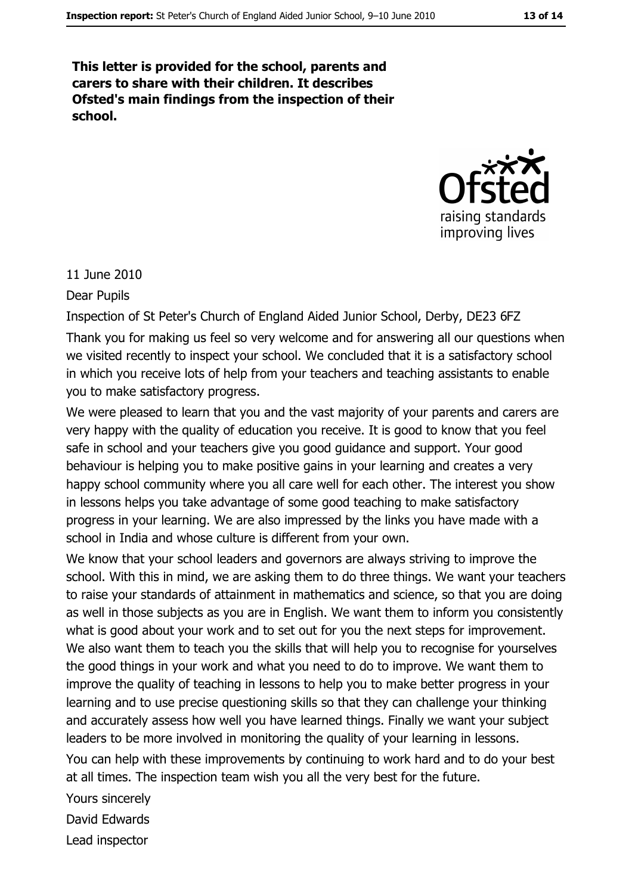**This letter is provided for the school, parents and carers to share with their children. It describes Ofsted's main findings from the inspection of their school.**

11 June 2010

Dear Pupils

Inspection of St Peter's Church of England Aided Junior School, Derby, DE23 6FZ

Thank you for making us feel so very welcome and for answering all our questions when we visited recently to inspect your school. We concluded that it is a satisfactory school in which you receive lots of help from your teachers and teaching assistants to enable you to make satisfactory progress.

We were pleased to learn that you and the vast majority of your parents and carers are very happy with the quality of education you receive. It is good to know that you feel safe in school and your teachers give you good guidance and support. Your good behaviour is helping you to make positive gains in your learning and creates a very happy school community where you all care well for each other. The interest you show in lessons helps you take advantage of some good teaching to make satisfactory progress in your learning. We are also impressed by the links you have made with a school in India and whose culture is different from your own.

We know that your school leaders and governors are always striving to improve the school. With this in mind, we are asking them to do three things. We want your teachers to raise your standards of attainment in mathematics and science, so that you are doing as well in those subjects as you are in English. We want them to inform you consistently what is good about your work and to set out for you the next steps for improvement. We also want them to teach you the skills that will help you to recognise for yourselves the good things in your work and what you need to do to improve. We want them to improve the quality of teaching in lessons to help you to make better progress in your learning and to use precise questioning skills so that they can challenge your thinking and accurately assess how well you have learned things. Finally we want your subject leaders to be more involved in monitoring the quality of your learning in lessons.

You can help with these improvements by continuing to work hard and to do your best at all times. The inspection team wish you all the very best for the future.

Yours sincerely

David Edwards

Lead inspector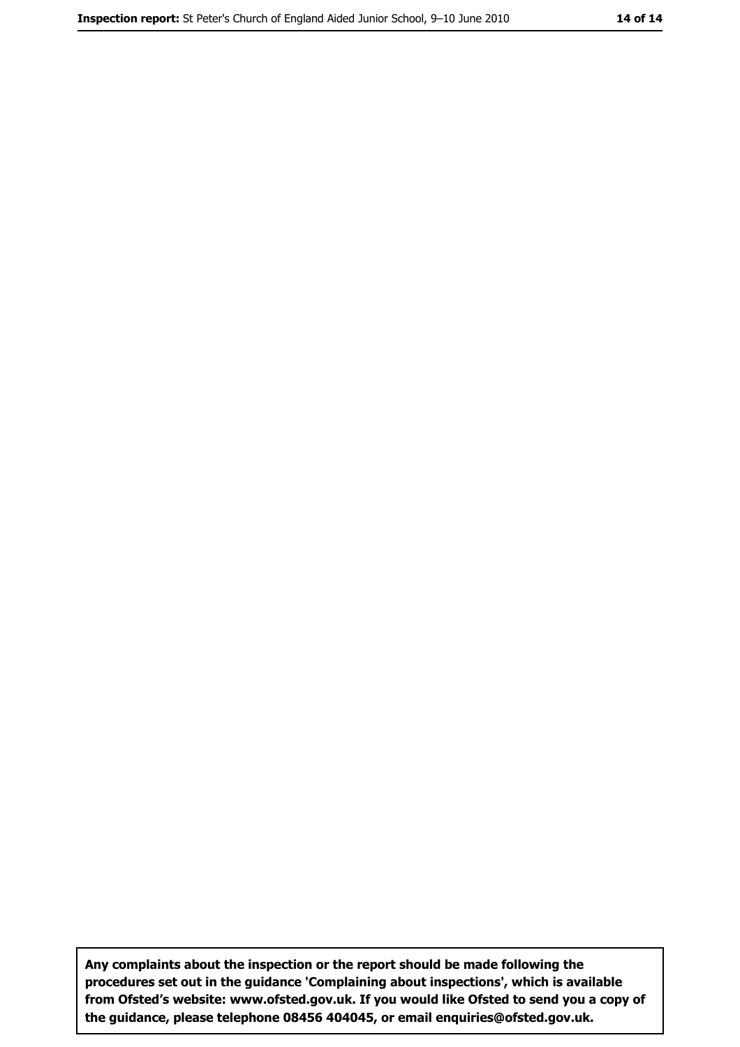**Any complaints about the inspection or the report should be made following the procedures set out in the guidance 'Complaining about inspections', which is available from Ofsted's website: www.ofsted.gov.uk. If you would like Ofsted to send you a copy of the guidance, please telephone 08456 404045, or email enquiries@ofsted.gov.uk.**